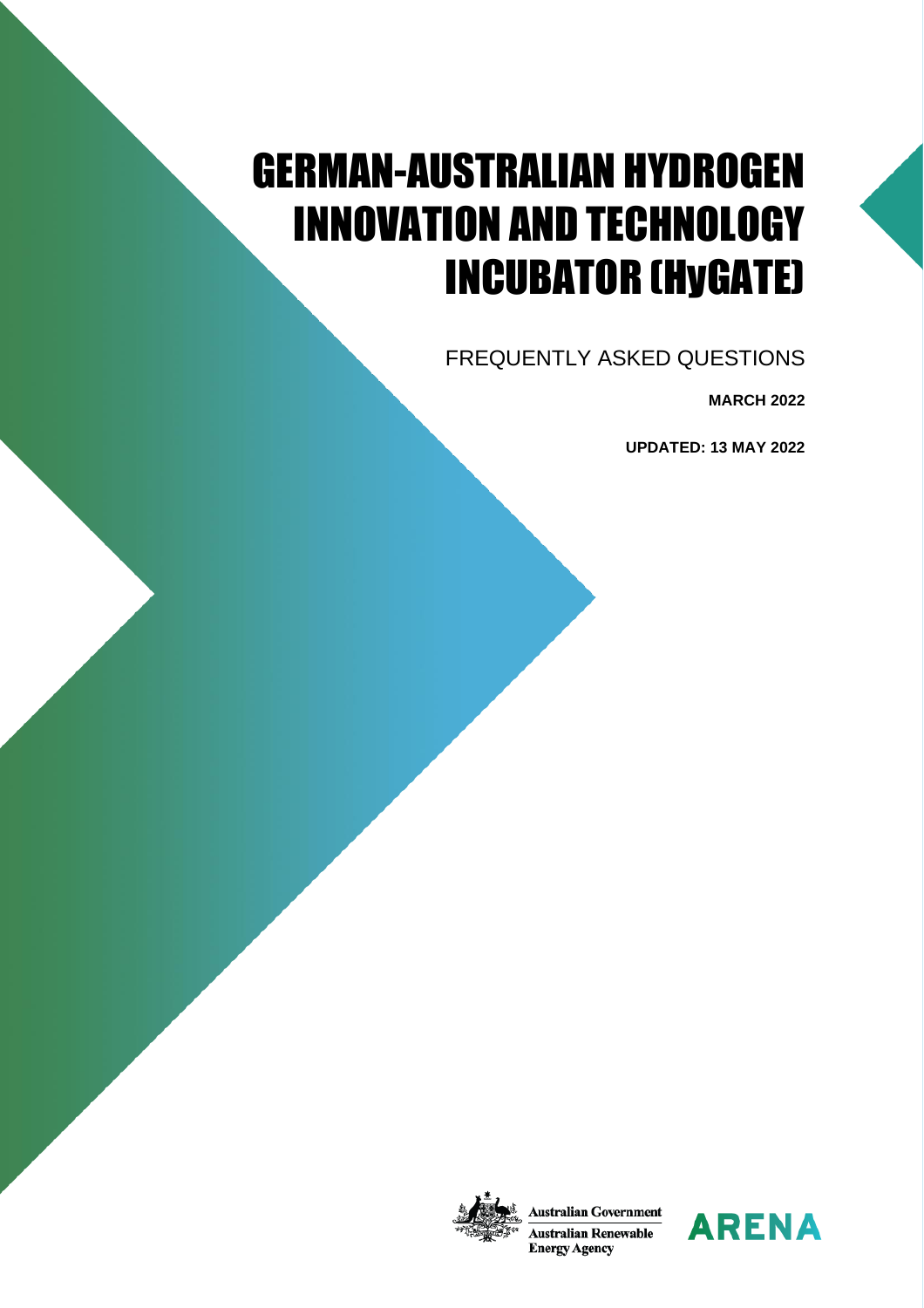# GERMAN-AUSTRALIAN HYDROGEN INNOVATION AND TECHNOLOGY INCUBATOR (HyGATE)

FREQUENTLY ASKED QUESTIONS

**MARCH 2022**

**UPDATED: 13 MAY 2022**

Australian Government

Australian Renewable Energy Agency

ARENA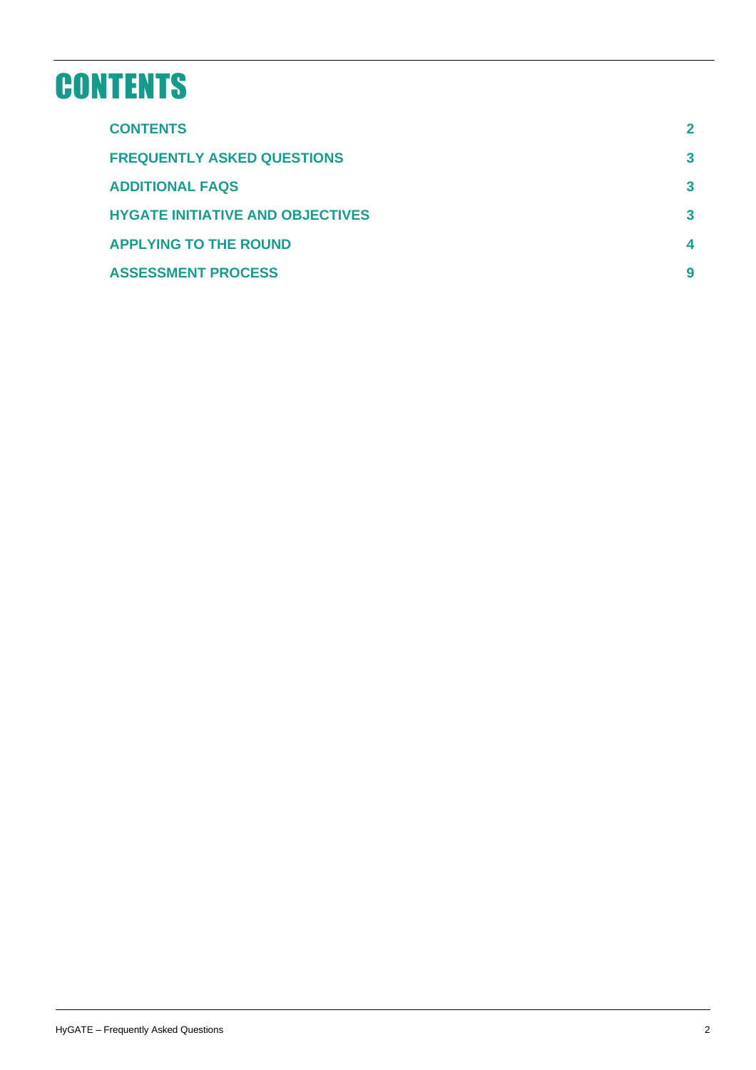# CONTENTS

| | |
|---|---|
| **CONTENTS** | **2** |
| **FREQUENTLY ASKED QUESTIONS** | **3** |
| **ADDITIONAL FAQS** | **3** |
| **HYGATE INITIATIVE AND OBJECTIVES** | **3** |
| **APPLYING TO THE ROUND** | **4** |
| **ASSESSMENT PROCESS** | **9** |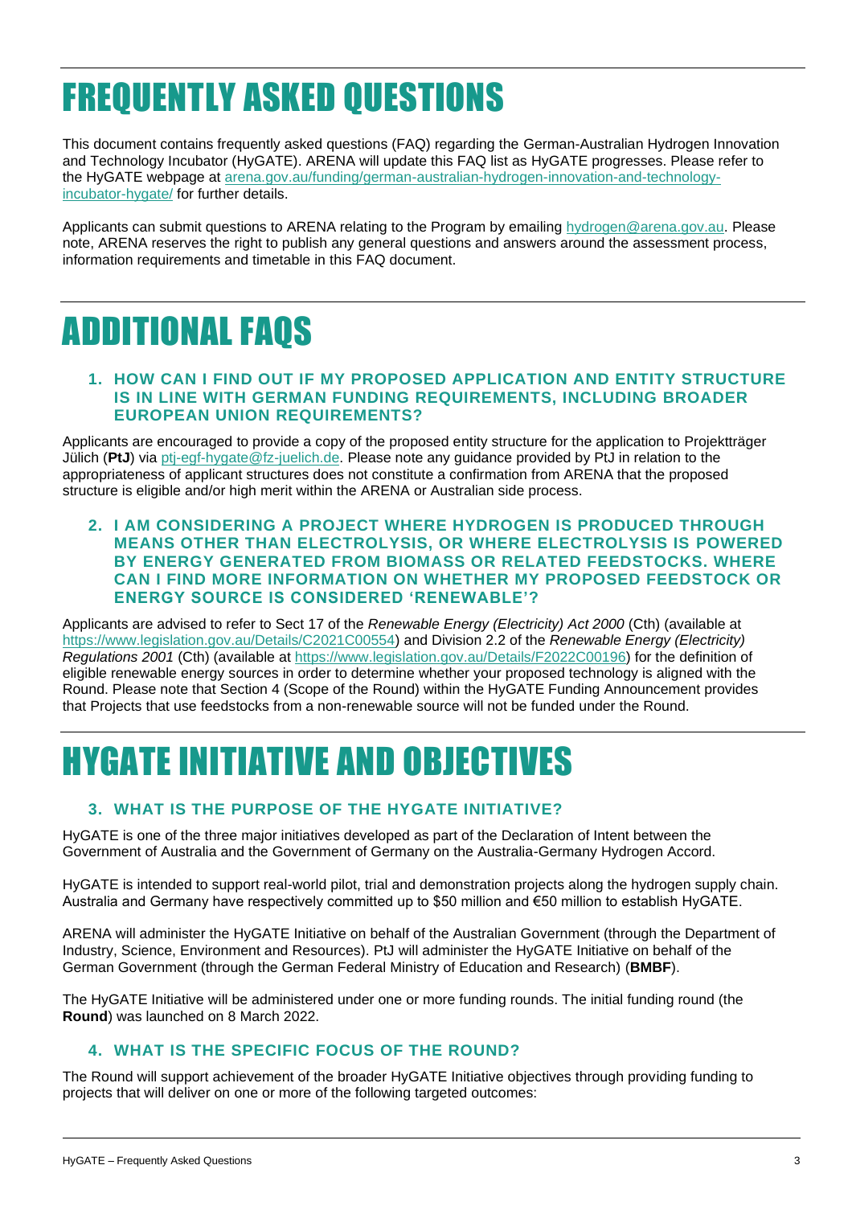# FREQUENTLY ASKED QUESTIONS

This document contains frequently asked questions (FAQ) regarding the German-Australian Hydrogen Innovation and Technology Incubator (HyGATE). ARENA will update this FAQ list as HyGATE progresses. Please refer to the HyGATE webpage at [arena.gov.au/funding/german-australian-hydrogen-innovation-and-technology-incubator-hygate/](arena.gov.au/funding/german-australian-hydrogen-innovation-and-technology-incubator-hygate/) for further details.

Applicants can submit questions to ARENA relating to the Program by emailing [hydrogen@arena.gov.au](mailto:hydrogen@arena.gov.au). Please note, ARENA reserves the right to publish any general questions and answers around the assessment process, information requirements and timetable in this FAQ document.

# ADDITIONAL FAQS

### 1. HOW CAN I FIND OUT IF MY PROPOSED APPLICATION AND ENTITY STRUCTURE IS IN LINE WITH GERMAN FUNDING REQUIREMENTS, INCLUDING BROADER EUROPEAN UNION REQUIREMENTS?

Applicants are encouraged to provide a copy of the proposed entity structure for the application to Projektträger Jülich (**PtJ**) via [ptj-egf-hygate@fz-juelich.de](mailto:ptj-egf-hygate@fz-juelich.de). Please note any guidance provided by PtJ in relation to the appropriateness of applicant structures does not constitute a confirmation from ARENA that the proposed structure is eligible and/or high merit within the ARENA or Australian side process.

### 2. I AM CONSIDERING A PROJECT WHERE HYDROGEN IS PRODUCED THROUGH MEANS OTHER THAN ELECTROLYSIS, OR WHERE ELECTROLYSIS IS POWERED BY ENERGY GENERATED FROM BIOMASS OR RELATED FEEDSTOCKS. WHERE CAN I FIND MORE INFORMATION ON WHETHER MY PROPOSED FEEDSTOCK OR ENERGY SOURCE IS CONSIDERED 'RENEWABLE'?

Applicants are advised to refer to Sect 17 of the *Renewable Energy (Electricity) Act 2000* (Cth) (available at [https://www.legislation.gov.au/Details/C2021C00554](https://www.legislation.gov.au/Details/C2021C00554)) and Division 2.2 of the *Renewable Energy (Electricity) Regulations 2001* (Cth) (available at [https://www.legislation.gov.au/Details/F2022C00196](https://www.legislation.gov.au/Details/F2022C00196)) for the definition of eligible renewable energy sources in order to determine whether your proposed technology is aligned with the Round. Please note that Section 4 (Scope of the Round) within the HyGATE Funding Announcement provides that Projects that use feedstocks from a non-renewable source will not be funded under the Round.

# HYGATE INITIATIVE AND OBJECTIVES

### 3. WHAT IS THE PURPOSE OF THE HYGATE INITIATIVE?

HyGATE is one of the three major initiatives developed as part of the Declaration of Intent between the Government of Australia and the Government of Germany on the Australia-Germany Hydrogen Accord.

HyGATE is intended to support real-world pilot, trial and demonstration projects along the hydrogen supply chain. Australia and Germany have respectively committed up to $50 million and €50 million to establish HyGATE.

ARENA will administer the HyGATE Initiative on behalf of the Australian Government (through the Department of Industry, Science, Environment and Resources). PtJ will administer the HyGATE Initiative on behalf of the German Government (through the German Federal Ministry of Education and Research) (**BMBF**).

The HyGATE Initiative will be administered under one or more funding rounds. The initial funding round (the **Round**) was launched on 8 March 2022.

### 4. WHAT IS THE SPECIFIC FOCUS OF THE ROUND?

The Round will support achievement of the broader HyGATE Initiative objectives through providing funding to projects that will deliver on one or more of the following targeted outcomes: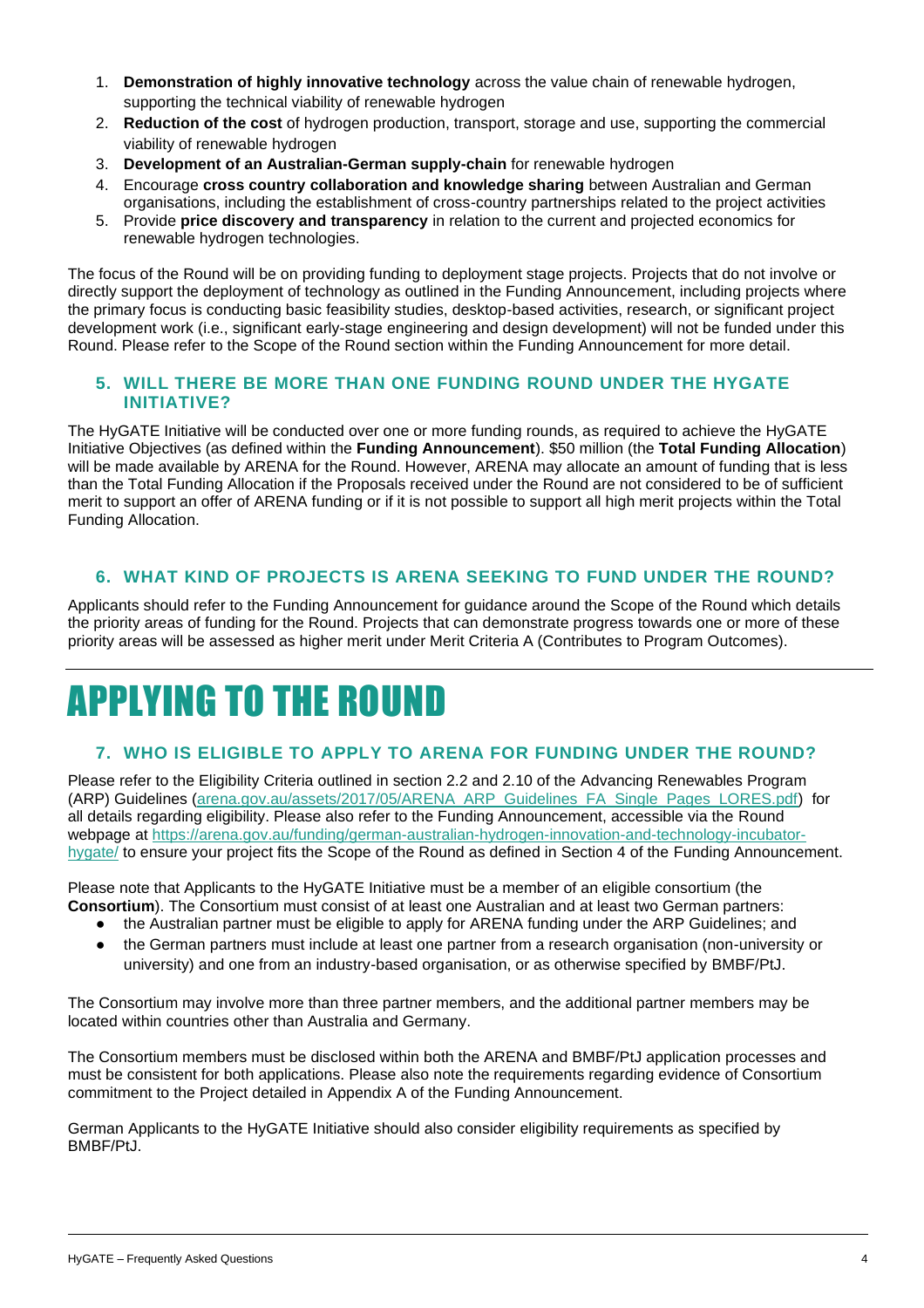1. **Demonstration of highly innovative technology** across the value chain of renewable hydrogen, supporting the technical viability of renewable hydrogen
2. **Reduction of the cost** of hydrogen production, transport, storage and use, supporting the commercial viability of renewable hydrogen
3. **Development of an Australian-German supply-chain** for renewable hydrogen
4. Encourage **cross country collaboration and knowledge sharing** between Australian and German organisations, including the establishment of cross-country partnerships related to the project activities
5. Provide **price discovery and transparency** in relation to the current and projected economics for renewable hydrogen technologies.

The focus of the Round will be on providing funding to deployment stage projects. Projects that do not involve or directly support the deployment of technology as outlined in the Funding Announcement, including projects where the primary focus is conducting basic feasibility studies, desktop-based activities, research, or significant project development work (i.e., significant early-stage engineering and design development) will not be funded under this Round. Please refer to the Scope of the Round section within the Funding Announcement for more detail.

### 5. WILL THERE BE MORE THAN ONE FUNDING ROUND UNDER THE HYGATE INITIATIVE?

The HyGATE Initiative will be conducted over one or more funding rounds, as required to achieve the HyGATE Initiative Objectives (as defined within the **Funding Announcement**). $50 million (the **Total Funding Allocation**) will be made available by ARENA for the Round. However, ARENA may allocate an amount of funding that is less than the Total Funding Allocation if the Proposals received under the Round are not considered to be of sufficient merit to support an offer of ARENA funding or if it is not possible to support all high merit projects within the Total Funding Allocation.

### 6. WHAT KIND OF PROJECTS IS ARENA SEEKING TO FUND UNDER THE ROUND?

Applicants should refer to the Funding Announcement for guidance around the Scope of the Round which details the priority areas of funding for the Round. Projects that can demonstrate progress towards one or more of these priority areas will be assessed as higher merit under Merit Criteria A (Contributes to Program Outcomes).

# APPLYING TO THE ROUND

### 7. WHO IS ELIGIBLE TO APPLY TO ARENA FOR FUNDING UNDER THE ROUND?

Please refer to the Eligibility Criteria outlined in section 2.2 and 2.10 of the Advancing Renewables Program (ARP) Guidelines (arena.gov.au/assets/2017/05/ARENA_ARP_Guidelines_FA_Single_Pages_LORES.pdf) for all details regarding eligibility. Please also refer to the Funding Announcement, accessible via the Round webpage at https://arena.gov.au/funding/german-australian-hydrogen-innovation-and-technology-incubator-hygate/ to ensure your project fits the Scope of the Round as defined in Section 4 of the Funding Announcement.

Please note that Applicants to the HyGATE Initiative must be a member of an eligible consortium (the **Consortium**). The Consortium must consist of at least one Australian and at least two German partners:

- the Australian partner must be eligible to apply for ARENA funding under the ARP Guidelines; and
- the German partners must include at least one partner from a research organisation (non-university or university) and one from an industry-based organisation, or as otherwise specified by BMBF/PtJ.

The Consortium may involve more than three partner members, and the additional partner members may be located within countries other than Australia and Germany.

The Consortium members must be disclosed within both the ARENA and BMBF/PtJ application processes and must be consistent for both applications. Please also note the requirements regarding evidence of Consortium commitment to the Project detailed in Appendix A of the Funding Announcement.

German Applicants to the HyGATE Initiative should also consider eligibility requirements as specified by BMBF/PtJ.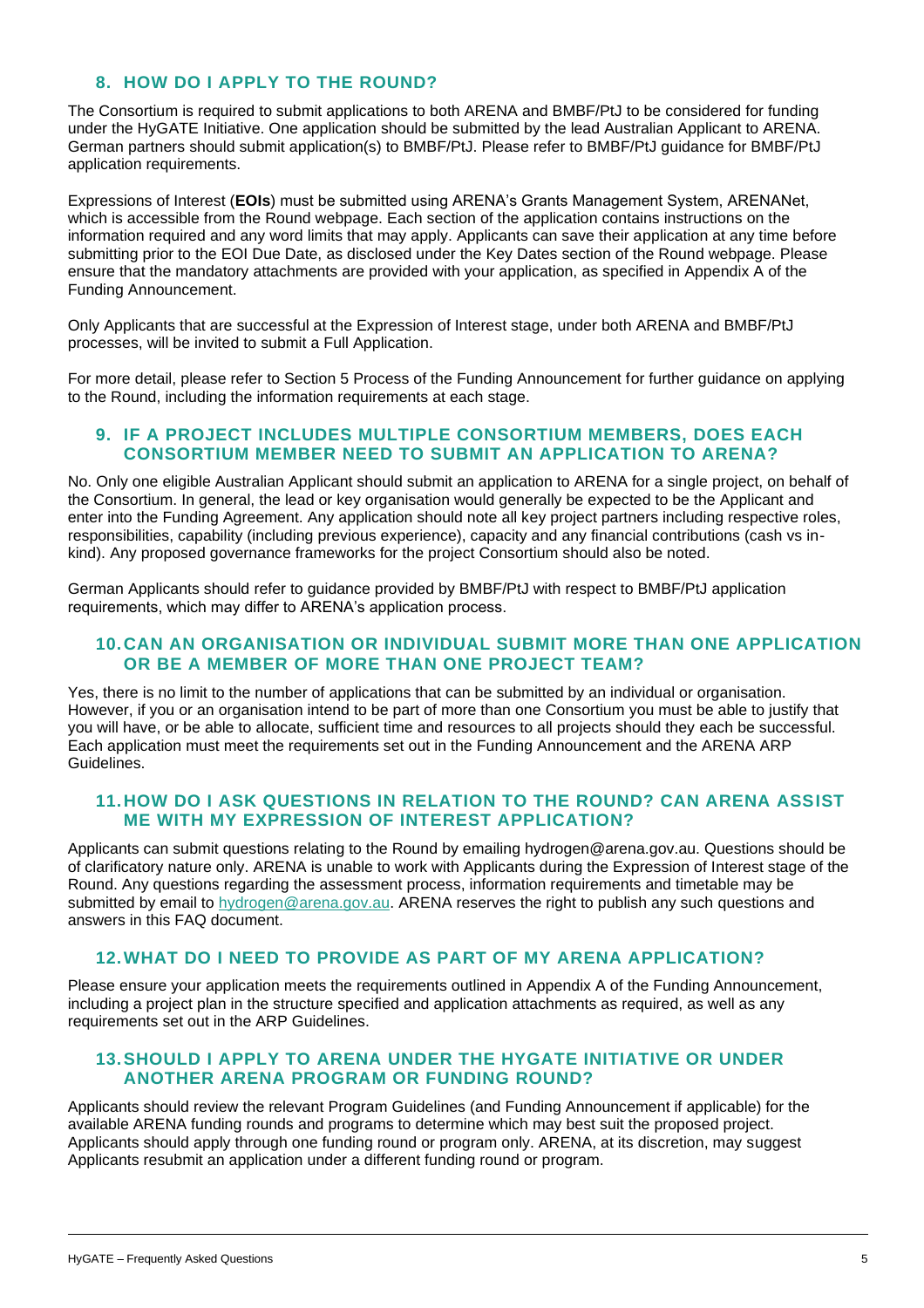## 8. HOW DO I APPLY TO THE ROUND?

The Consortium is required to submit applications to both ARENA and BMBF/PtJ to be considered for funding under the HyGATE Initiative. One application should be submitted by the lead Australian Applicant to ARENA. German partners should submit application(s) to BMBF/PtJ. Please refer to BMBF/PtJ guidance for BMBF/PtJ application requirements.

Expressions of Interest (**EOIs**) must be submitted using ARENA's Grants Management System, ARENANet, which is accessible from the Round webpage. Each section of the application contains instructions on the information required and any word limits that may apply. Applicants can save their application at any time before submitting prior to the EOI Due Date, as disclosed under the Key Dates section of the Round webpage. Please ensure that the mandatory attachments are provided with your application, as specified in Appendix A of the Funding Announcement.

Only Applicants that are successful at the Expression of Interest stage, under both ARENA and BMBF/PtJ processes, will be invited to submit a Full Application.

For more detail, please refer to Section 5 Process of the Funding Announcement for further guidance on applying to the Round, including the information requirements at each stage.

## 9. IF A PROJECT INCLUDES MULTIPLE CONSORTIUM MEMBERS, DOES EACH CONSORTIUM MEMBER NEED TO SUBMIT AN APPLICATION TO ARENA?

No. Only one eligible Australian Applicant should submit an application to ARENA for a single project, on behalf of the Consortium. In general, the lead or key organisation would generally be expected to be the Applicant and enter into the Funding Agreement. Any application should note all key project partners including respective roles, responsibilities, capability (including previous experience), capacity and any financial contributions (cash vs in-kind). Any proposed governance frameworks for the project Consortium should also be noted.

German Applicants should refer to guidance provided by BMBF/PtJ with respect to BMBF/PtJ application requirements, which may differ to ARENA's application process.

## 10. CAN AN ORGANISATION OR INDIVIDUAL SUBMIT MORE THAN ONE APPLICATION OR BE A MEMBER OF MORE THAN ONE PROJECT TEAM?

Yes, there is no limit to the number of applications that can be submitted by an individual or organisation. However, if you or an organisation intend to be part of more than one Consortium you must be able to justify that you will have, or be able to allocate, sufficient time and resources to all projects should they each be successful. Each application must meet the requirements set out in the Funding Announcement and the ARENA ARP Guidelines.

## 11. HOW DO I ASK QUESTIONS IN RELATION TO THE ROUND? CAN ARENA ASSIST ME WITH MY EXPRESSION OF INTEREST APPLICATION?

Applicants can submit questions relating to the Round by emailing hydrogen@arena.gov.au. Questions should be of clarificatory nature only. ARENA is unable to work with Applicants during the Expression of Interest stage of the Round. Any questions regarding the assessment process, information requirements and timetable may be submitted by email to [hydrogen@arena.gov.au](mailto:hydrogen@arena.gov.au). ARENA reserves the right to publish any such questions and answers in this FAQ document.

## 12. WHAT DO I NEED TO PROVIDE AS PART OF MY ARENA APPLICATION?

Please ensure your application meets the requirements outlined in Appendix A of the Funding Announcement, including a project plan in the structure specified and application attachments as required, as well as any requirements set out in the ARP Guidelines.

## 13. SHOULD I APPLY TO ARENA UNDER THE HYGATE INITIATIVE OR UNDER ANOTHER ARENA PROGRAM OR FUNDING ROUND?

Applicants should review the relevant Program Guidelines (and Funding Announcement if applicable) for the available ARENA funding rounds and programs to determine which may best suit the proposed project. Applicants should apply through one funding round or program only. ARENA, at its discretion, may suggest Applicants resubmit an application under a different funding round or program.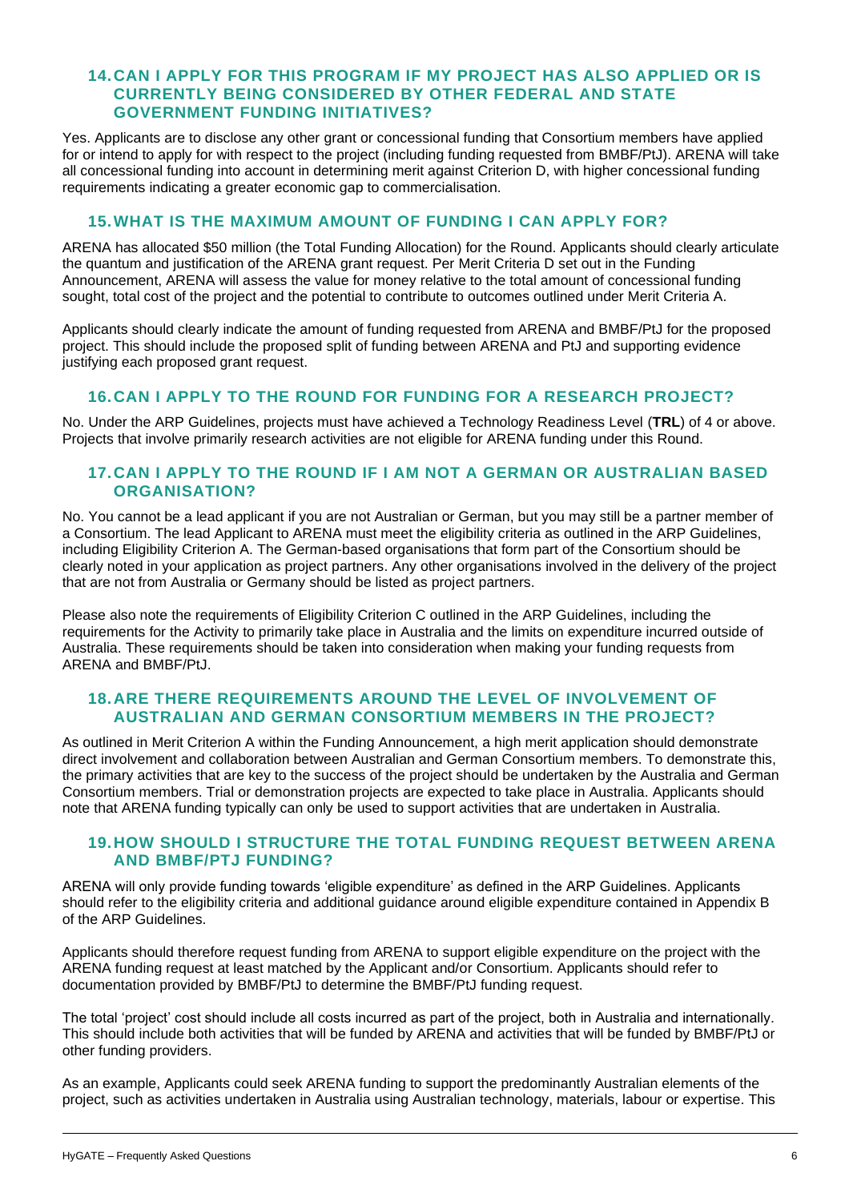## 14. CAN I APPLY FOR THIS PROGRAM IF MY PROJECT HAS ALSO APPLIED OR IS CURRENTLY BEING CONSIDERED BY OTHER FEDERAL AND STATE GOVERNMENT FUNDING INITIATIVES?

Yes. Applicants are to disclose any other grant or concessional funding that Consortium members have applied for or intend to apply for with respect to the project (including funding requested from BMBF/PtJ). ARENA will take all concessional funding into account in determining merit against Criterion D, with higher concessional funding requirements indicating a greater economic gap to commercialisation.

## 15. WHAT IS THE MAXIMUM AMOUNT OF FUNDING I CAN APPLY FOR?

ARENA has allocated $50 million (the Total Funding Allocation) for the Round. Applicants should clearly articulate the quantum and justification of the ARENA grant request. Per Merit Criteria D set out in the Funding Announcement, ARENA will assess the value for money relative to the total amount of concessional funding sought, total cost of the project and the potential to contribute to outcomes outlined under Merit Criteria A.

Applicants should clearly indicate the amount of funding requested from ARENA and BMBF/PtJ for the proposed project. This should include the proposed split of funding between ARENA and PtJ and supporting evidence justifying each proposed grant request.

## 16. CAN I APPLY TO THE ROUND FOR FUNDING FOR A RESEARCH PROJECT?

No. Under the ARP Guidelines, projects must have achieved a Technology Readiness Level (**TRL**) of 4 or above. Projects that involve primarily research activities are not eligible for ARENA funding under this Round.

## 17. CAN I APPLY TO THE ROUND IF I AM NOT A GERMAN OR AUSTRALIAN BASED ORGANISATION?

No. You cannot be a lead applicant if you are not Australian or German, but you may still be a partner member of a Consortium. The lead Applicant to ARENA must meet the eligibility criteria as outlined in the ARP Guidelines, including Eligibility Criterion A. The German-based organisations that form part of the Consortium should be clearly noted in your application as project partners. Any other organisations involved in the delivery of the project that are not from Australia or Germany should be listed as project partners.

Please also note the requirements of Eligibility Criterion C outlined in the ARP Guidelines, including the requirements for the Activity to primarily take place in Australia and the limits on expenditure incurred outside of Australia. These requirements should be taken into consideration when making your funding requests from ARENA and BMBF/PtJ.

## 18. ARE THERE REQUIREMENTS AROUND THE LEVEL OF INVOLVEMENT OF AUSTRALIAN AND GERMAN CONSORTIUM MEMBERS IN THE PROJECT?

As outlined in Merit Criterion A within the Funding Announcement, a high merit application should demonstrate direct involvement and collaboration between Australian and German Consortium members. To demonstrate this, the primary activities that are key to the success of the project should be undertaken by the Australia and German Consortium members. Trial or demonstration projects are expected to take place in Australia. Applicants should note that ARENA funding typically can only be used to support activities that are undertaken in Australia.

## 19. HOW SHOULD I STRUCTURE THE TOTAL FUNDING REQUEST BETWEEN ARENA AND BMBF/PTJ FUNDING?

ARENA will only provide funding towards 'eligible expenditure' as defined in the ARP Guidelines. Applicants should refer to the eligibility criteria and additional guidance around eligible expenditure contained in Appendix B of the ARP Guidelines.

Applicants should therefore request funding from ARENA to support eligible expenditure on the project with the ARENA funding request at least matched by the Applicant and/or Consortium. Applicants should refer to documentation provided by BMBF/PtJ to determine the BMBF/PtJ funding request.

The total 'project' cost should include all costs incurred as part of the project, both in Australia and internationally. This should include both activities that will be funded by ARENA and activities that will be funded by BMBF/PtJ or other funding providers.

As an example, Applicants could seek ARENA funding to support the predominantly Australian elements of the project, such as activities undertaken in Australia using Australian technology, materials, labour or expertise. This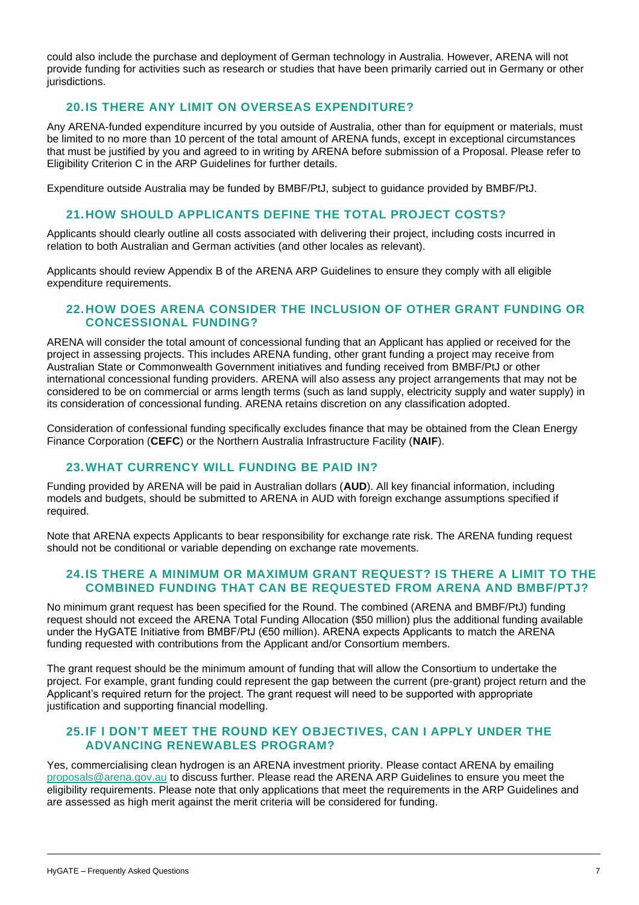could also include the purchase and deployment of German technology in Australia. However, ARENA will not provide funding for activities such as research or studies that have been primarily carried out in Germany or other jurisdictions.

## 20. IS THERE ANY LIMIT ON OVERSEAS EXPENDITURE?

Any ARENA-funded expenditure incurred by you outside of Australia, other than for equipment or materials, must be limited to no more than 10 percent of the total amount of ARENA funds, except in exceptional circumstances that must be justified by you and agreed to in writing by ARENA before submission of a Proposal. Please refer to Eligibility Criterion C in the ARP Guidelines for further details.

Expenditure outside Australia may be funded by BMBF/PtJ, subject to guidance provided by BMBF/PtJ.

## 21. HOW SHOULD APPLICANTS DEFINE THE TOTAL PROJECT COSTS?

Applicants should clearly outline all costs associated with delivering their project, including costs incurred in relation to both Australian and German activities (and other locales as relevant).

Applicants should review Appendix B of the ARENA ARP Guidelines to ensure they comply with all eligible expenditure requirements.

## 22. HOW DOES ARENA CONSIDER THE INCLUSION OF OTHER GRANT FUNDING OR CONCESSIONAL FUNDING?

ARENA will consider the total amount of concessional funding that an Applicant has applied or received for the project in assessing projects. This includes ARENA funding, other grant funding a project may receive from Australian State or Commonwealth Government initiatives and funding received from BMBF/PtJ or other international concessional funding providers. ARENA will also assess any project arrangements that may not be considered to be on commercial or arms length terms (such as land supply, electricity supply and water supply) in its consideration of concessional funding. ARENA retains discretion on any classification adopted.

Consideration of confessional funding specifically excludes finance that may be obtained from the Clean Energy Finance Corporation (**CEFC**) or the Northern Australia Infrastructure Facility (**NAIF**).

## 23. WHAT CURRENCY WILL FUNDING BE PAID IN?

Funding provided by ARENA will be paid in Australian dollars (**AUD**). All key financial information, including models and budgets, should be submitted to ARENA in AUD with foreign exchange assumptions specified if required.

Note that ARENA expects Applicants to bear responsibility for exchange rate risk. The ARENA funding request should not be conditional or variable depending on exchange rate movements.

## 24. IS THERE A MINIMUM OR MAXIMUM GRANT REQUEST? IS THERE A LIMIT TO THE COMBINED FUNDING THAT CAN BE REQUESTED FROM ARENA AND BMBF/PTJ?

No minimum grant request has been specified for the Round. The combined (ARENA and BMBF/PtJ) funding request should not exceed the ARENA Total Funding Allocation ($50 million) plus the additional funding available under the HyGATE Initiative from BMBF/PtJ (€50 million). ARENA expects Applicants to match the ARENA funding requested with contributions from the Applicant and/or Consortium members.

The grant request should be the minimum amount of funding that will allow the Consortium to undertake the project. For example, grant funding could represent the gap between the current (pre-grant) project return and the Applicant's required return for the project. The grant request will need to be supported with appropriate justification and supporting financial modelling.

## 25. IF I DON'T MEET THE ROUND KEY OBJECTIVES, CAN I APPLY UNDER THE ADVANCING RENEWABLES PROGRAM?

Yes, commercialising clean hydrogen is an ARENA investment priority. Please contact ARENA by emailing proposals@arena.gov.au to discuss further. Please read the ARENA ARP Guidelines to ensure you meet the eligibility requirements. Please note that only applications that meet the requirements in the ARP Guidelines and are assessed as high merit against the merit criteria will be considered for funding.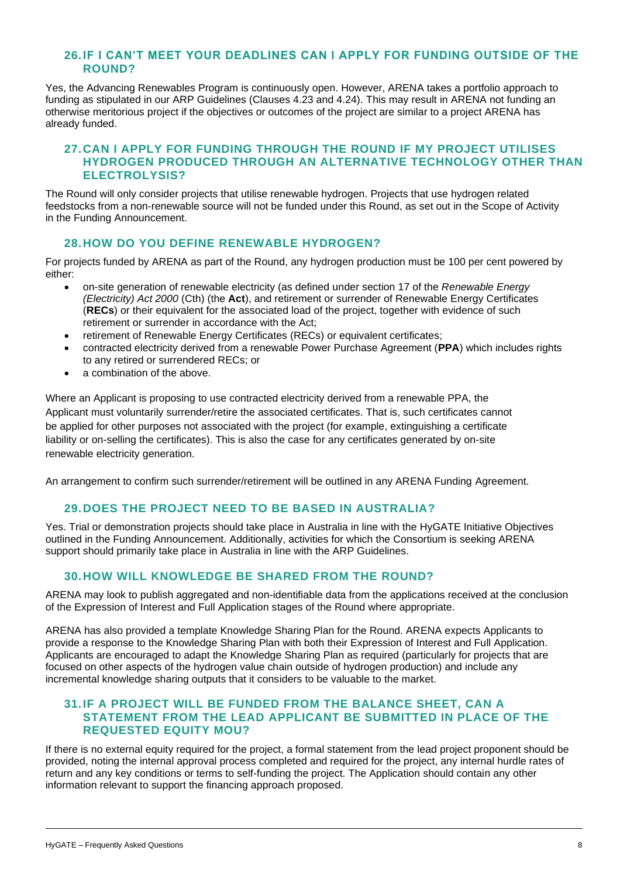## 26. IF I CAN'T MEET YOUR DEADLINES CAN I APPLY FOR FUNDING OUTSIDE OF THE ROUND?

Yes, the Advancing Renewables Program is continuously open. However, ARENA takes a portfolio approach to funding as stipulated in our ARP Guidelines (Clauses 4.23 and 4.24). This may result in ARENA not funding an otherwise meritorious project if the objectives or outcomes of the project are similar to a project ARENA has already funded.

## 27. CAN I APPLY FOR FUNDING THROUGH THE ROUND IF MY PROJECT UTILISES HYDROGEN PRODUCED THROUGH AN ALTERNATIVE TECHNOLOGY OTHER THAN ELECTROLYSIS?

The Round will only consider projects that utilise renewable hydrogen. Projects that use hydrogen related feedstocks from a non-renewable source will not be funded under this Round, as set out in the Scope of Activity in the Funding Announcement.

## 28. HOW DO YOU DEFINE RENEWABLE HYDROGEN?

For projects funded by ARENA as part of the Round, any hydrogen production must be 100 per cent powered by either:

- on-site generation of renewable electricity (as defined under section 17 of the *Renewable Energy (Electricity) Act 2000* (Cth) (the **Act**), and retirement or surrender of Renewable Energy Certificates (**RECs**) or their equivalent for the associated load of the project, together with evidence of such retirement or surrender in accordance with the Act;
- retirement of Renewable Energy Certificates (RECs) or equivalent certificates;
- contracted electricity derived from a renewable Power Purchase Agreement (**PPA**) which includes rights to any retired or surrendered RECs; or
- a combination of the above.

Where an Applicant is proposing to use contracted electricity derived from a renewable PPA, the Applicant must voluntarily surrender/retire the associated certificates. That is, such certificates cannot be applied for other purposes not associated with the project (for example, extinguishing a certificate liability or on-selling the certificates). This is also the case for any certificates generated by on-site renewable electricity generation.

An arrangement to confirm such surrender/retirement will be outlined in any ARENA Funding Agreement.

## 29. DOES THE PROJECT NEED TO BE BASED IN AUSTRALIA?

Yes. Trial or demonstration projects should take place in Australia in line with the HyGATE Initiative Objectives outlined in the Funding Announcement. Additionally, activities for which the Consortium is seeking ARENA support should primarily take place in Australia in line with the ARP Guidelines.

## 30. HOW WILL KNOWLEDGE BE SHARED FROM THE ROUND?

ARENA may look to publish aggregated and non-identifiable data from the applications received at the conclusion of the Expression of Interest and Full Application stages of the Round where appropriate.

ARENA has also provided a template Knowledge Sharing Plan for the Round. ARENA expects Applicants to provide a response to the Knowledge Sharing Plan with both their Expression of Interest and Full Application. Applicants are encouraged to adapt the Knowledge Sharing Plan as required (particularly for projects that are focused on other aspects of the hydrogen value chain outside of hydrogen production) and include any incremental knowledge sharing outputs that it considers to be valuable to the market.

## 31. IF A PROJECT WILL BE FUNDED FROM THE BALANCE SHEET, CAN A STATEMENT FROM THE LEAD APPLICANT BE SUBMITTED IN PLACE OF THE REQUESTED EQUITY MOU?

If there is no external equity required for the project, a formal statement from the lead project proponent should be provided, noting the internal approval process completed and required for the project, any internal hurdle rates of return and any key conditions or terms to self-funding the project. The Application should contain any other information relevant to support the financing approach proposed.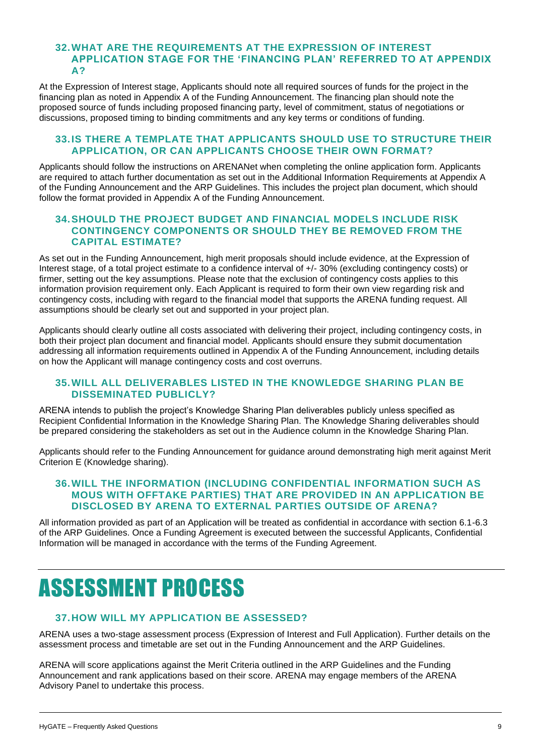### 32. WHAT ARE THE REQUIREMENTS AT THE EXPRESSION OF INTEREST APPLICATION STAGE FOR THE 'FINANCING PLAN' REFERRED TO AT APPENDIX A?

At the Expression of Interest stage, Applicants should note all required sources of funds for the project in the financing plan as noted in Appendix A of the Funding Announcement. The financing plan should note the proposed source of funds including proposed financing party, level of commitment, status of negotiations or discussions, proposed timing to binding commitments and any key terms or conditions of funding.

### 33. IS THERE A TEMPLATE THAT APPLICANTS SHOULD USE TO STRUCTURE THEIR APPLICATION, OR CAN APPLICANTS CHOOSE THEIR OWN FORMAT?

Applicants should follow the instructions on ARENANet when completing the online application form. Applicants are required to attach further documentation as set out in the Additional Information Requirements at Appendix A of the Funding Announcement and the ARP Guidelines. This includes the project plan document, which should follow the format provided in Appendix A of the Funding Announcement.

### 34. SHOULD THE PROJECT BUDGET AND FINANCIAL MODELS INCLUDE RISK CONTINGENCY COMPONENTS OR SHOULD THEY BE REMOVED FROM THE CAPITAL ESTIMATE?

As set out in the Funding Announcement, high merit proposals should include evidence, at the Expression of Interest stage, of a total project estimate to a confidence interval of +/- 30% (excluding contingency costs) or firmer, setting out the key assumptions. Please note that the exclusion of contingency costs applies to this information provision requirement only. Each Applicant is required to form their own view regarding risk and contingency costs, including with regard to the financial model that supports the ARENA funding request. All assumptions should be clearly set out and supported in your project plan.

Applicants should clearly outline all costs associated with delivering their project, including contingency costs, in both their project plan document and financial model. Applicants should ensure they submit documentation addressing all information requirements outlined in Appendix A of the Funding Announcement, including details on how the Applicant will manage contingency costs and cost overruns.

### 35. WILL ALL DELIVERABLES LISTED IN THE KNOWLEDGE SHARING PLAN BE DISSEMINATED PUBLICLY?

ARENA intends to publish the project's Knowledge Sharing Plan deliverables publicly unless specified as Recipient Confidential Information in the Knowledge Sharing Plan. The Knowledge Sharing deliverables should be prepared considering the stakeholders as set out in the Audience column in the Knowledge Sharing Plan.

Applicants should refer to the Funding Announcement for guidance around demonstrating high merit against Merit Criterion E (Knowledge sharing).

### 36. WILL THE INFORMATION (INCLUDING CONFIDENTIAL INFORMATION SUCH AS MOUS WITH OFFTAKE PARTIES) THAT ARE PROVIDED IN AN APPLICATION BE DISCLOSED BY ARENA TO EXTERNAL PARTIES OUTSIDE OF ARENA?

All information provided as part of an Application will be treated as confidential in accordance with section 6.1-6.3 of the ARP Guidelines. Once a Funding Agreement is executed between the successful Applicants, Confidential Information will be managed in accordance with the terms of the Funding Agreement.

# ASSESSMENT PROCESS

### 37. HOW WILL MY APPLICATION BE ASSESSED?

ARENA uses a two-stage assessment process (Expression of Interest and Full Application). Further details on the assessment process and timetable are set out in the Funding Announcement and the ARP Guidelines.

ARENA will score applications against the Merit Criteria outlined in the ARP Guidelines and the Funding Announcement and rank applications based on their score. ARENA may engage members of the ARENA Advisory Panel to undertake this process.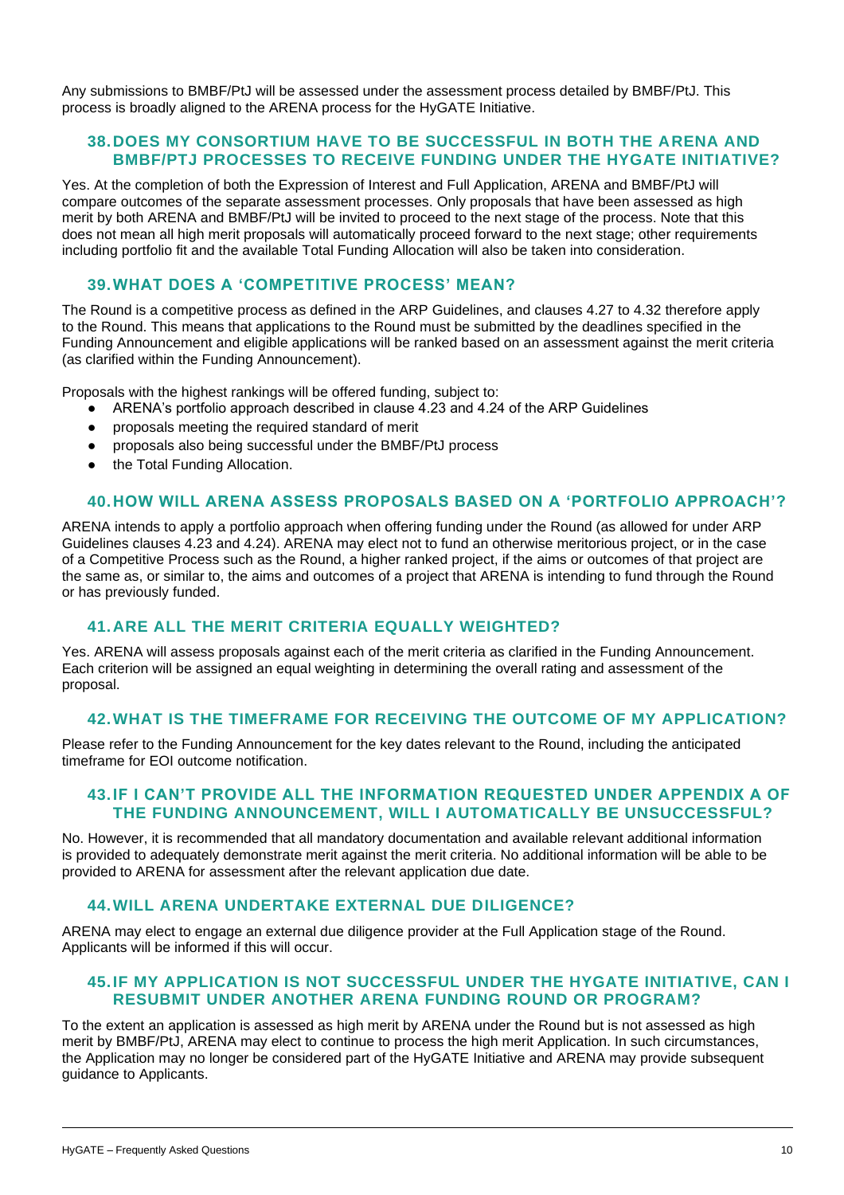Any submissions to BMBF/PtJ will be assessed under the assessment process detailed by BMBF/PtJ. This process is broadly aligned to the ARENA process for the HyGATE Initiative.

### 38. DOES MY CONSORTIUM HAVE TO BE SUCCESSFUL IN BOTH THE ARENA AND BMBF/PTJ PROCESSES TO RECEIVE FUNDING UNDER THE HYGATE INITIATIVE?

Yes. At the completion of both the Expression of Interest and Full Application, ARENA and BMBF/PtJ will compare outcomes of the separate assessment processes. Only proposals that have been assessed as high merit by both ARENA and BMBF/PtJ will be invited to proceed to the next stage of the process. Note that this does not mean all high merit proposals will automatically proceed forward to the next stage; other requirements including portfolio fit and the available Total Funding Allocation will also be taken into consideration.

### 39. WHAT DOES A 'COMPETITIVE PROCESS' MEAN?

The Round is a competitive process as defined in the ARP Guidelines, and clauses 4.27 to 4.32 therefore apply to the Round. This means that applications to the Round must be submitted by the deadlines specified in the Funding Announcement and eligible applications will be ranked based on an assessment against the merit criteria (as clarified within the Funding Announcement).

Proposals with the highest rankings will be offered funding, subject to:

- ARENA's portfolio approach described in clause 4.23 and 4.24 of the ARP Guidelines
- proposals meeting the required standard of merit
- proposals also being successful under the BMBF/PtJ process
- the Total Funding Allocation.

### 40. HOW WILL ARENA ASSESS PROPOSALS BASED ON A 'PORTFOLIO APPROACH'?

ARENA intends to apply a portfolio approach when offering funding under the Round (as allowed for under ARP Guidelines clauses 4.23 and 4.24). ARENA may elect not to fund an otherwise meritorious project, or in the case of a Competitive Process such as the Round, a higher ranked project, if the aims or outcomes of that project are the same as, or similar to, the aims and outcomes of a project that ARENA is intending to fund through the Round or has previously funded.

### 41. ARE ALL THE MERIT CRITERIA EQUALLY WEIGHTED?

Yes. ARENA will assess proposals against each of the merit criteria as clarified in the Funding Announcement. Each criterion will be assigned an equal weighting in determining the overall rating and assessment of the proposal.

### 42. WHAT IS THE TIMEFRAME FOR RECEIVING THE OUTCOME OF MY APPLICATION?

Please refer to the Funding Announcement for the key dates relevant to the Round, including the anticipated timeframe for EOI outcome notification.

### 43. IF I CAN'T PROVIDE ALL THE INFORMATION REQUESTED UNDER APPENDIX A OF THE FUNDING ANNOUNCEMENT, WILL I AUTOMATICALLY BE UNSUCCESSFUL?

No. However, it is recommended that all mandatory documentation and available relevant additional information is provided to adequately demonstrate merit against the merit criteria. No additional information will be able to be provided to ARENA for assessment after the relevant application due date.

### 44. WILL ARENA UNDERTAKE EXTERNAL DUE DILIGENCE?

ARENA may elect to engage an external due diligence provider at the Full Application stage of the Round. Applicants will be informed if this will occur.

### 45. IF MY APPLICATION IS NOT SUCCESSFUL UNDER THE HYGATE INITIATIVE, CAN I RESUBMIT UNDER ANOTHER ARENA FUNDING ROUND OR PROGRAM?

To the extent an application is assessed as high merit by ARENA under the Round but is not assessed as high merit by BMBF/PtJ, ARENA may elect to continue to process the high merit Application. In such circumstances, the Application may no longer be considered part of the HyGATE Initiative and ARENA may provide subsequent guidance to Applicants.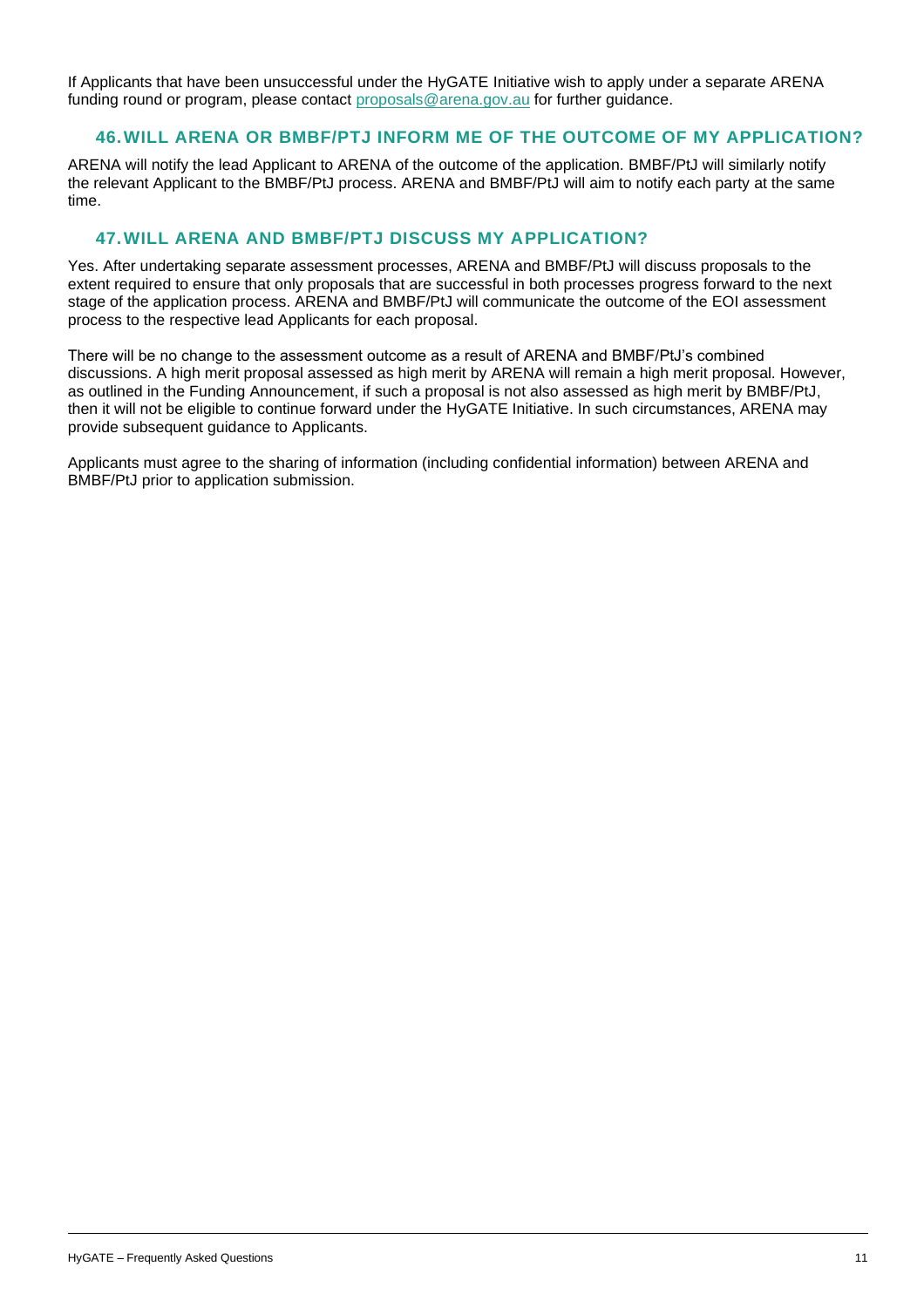If Applicants that have been unsuccessful under the HyGATE Initiative wish to apply under a separate ARENA funding round or program, please contact proposals@arena.gov.au for further guidance.

## 46. WILL ARENA OR BMBF/PTJ INFORM ME OF THE OUTCOME OF MY APPLICATION?

ARENA will notify the lead Applicant to ARENA of the outcome of the application. BMBF/PtJ will similarly notify the relevant Applicant to the BMBF/PtJ process. ARENA and BMBF/PtJ will aim to notify each party at the same time.

## 47. WILL ARENA AND BMBF/PTJ DISCUSS MY APPLICATION?

Yes. After undertaking separate assessment processes, ARENA and BMBF/PtJ will discuss proposals to the extent required to ensure that only proposals that are successful in both processes progress forward to the next stage of the application process. ARENA and BMBF/PtJ will communicate the outcome of the EOI assessment process to the respective lead Applicants for each proposal.

There will be no change to the assessment outcome as a result of ARENA and BMBF/PtJ's combined discussions. A high merit proposal assessed as high merit by ARENA will remain a high merit proposal. However, as outlined in the Funding Announcement, if such a proposal is not also assessed as high merit by BMBF/PtJ, then it will not be eligible to continue forward under the HyGATE Initiative. In such circumstances, ARENA may provide subsequent guidance to Applicants.

Applicants must agree to the sharing of information (including confidential information) between ARENA and BMBF/PtJ prior to application submission.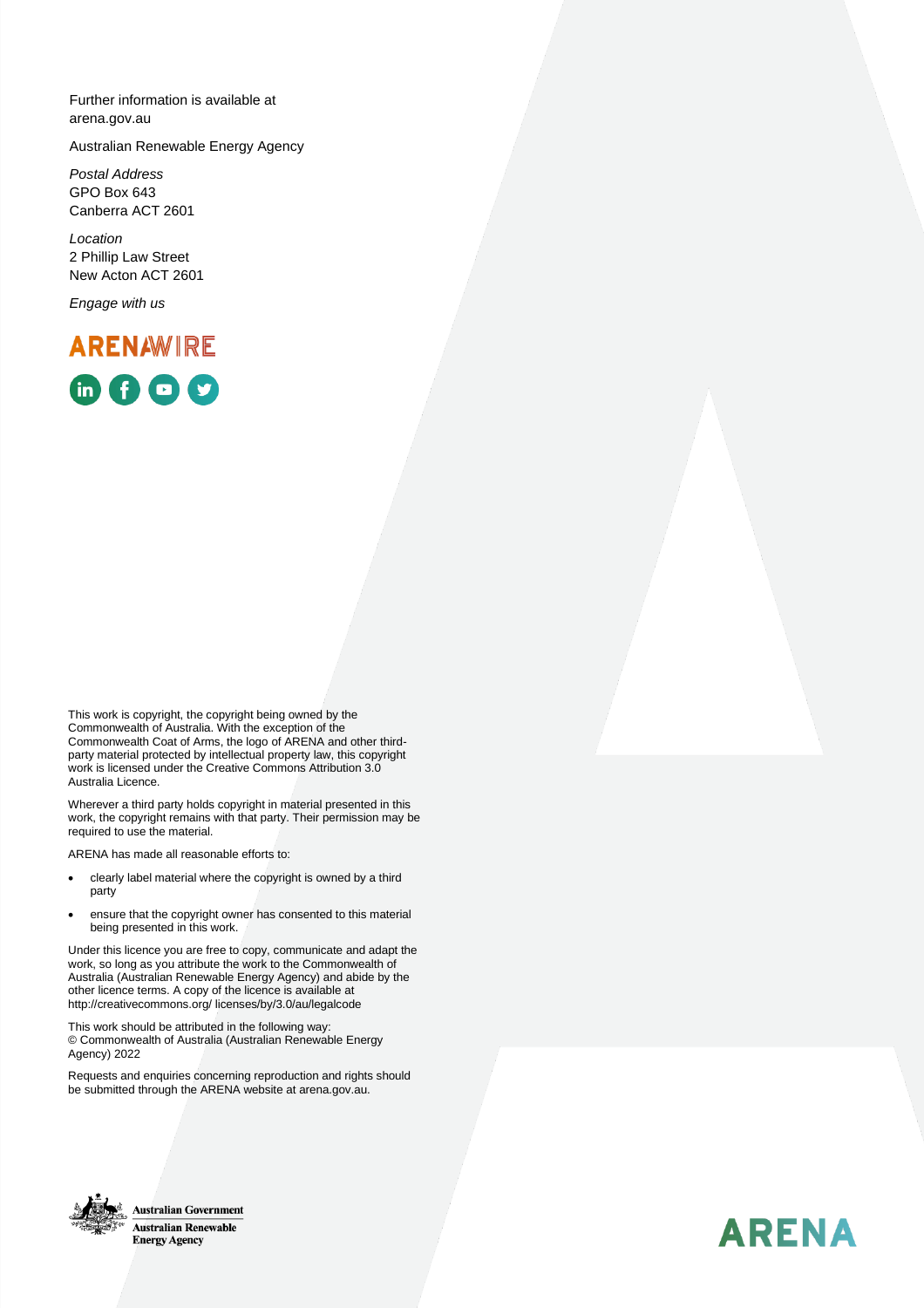Further information is available at
arena.gov.au

Australian Renewable Energy Agency

*Postal Address*
GPO Box 643
Canberra ACT 2601

*Location*
2 Phillip Law Street
New Acton ACT 2601

*Engage with us*

ARENAWIRE

This work is copyright, the copyright being owned by the Commonwealth of Australia. With the exception of the Commonwealth Coat of Arms, the logo of ARENA and other third-party material protected by intellectual property law, this copyright work is licensed under the Creative Commons Attribution 3.0 Australia Licence.

Wherever a third party holds copyright in material presented in this work, the copyright remains with that party. Their permission may be required to use the material.

ARENA has made all reasonable efforts to:

- clearly label material where the copyright is owned by a third party
- ensure that the copyright owner has consented to this material being presented in this work.

Under this licence you are free to copy, communicate and adapt the work, so long as you attribute the work to the Commonwealth of Australia (Australian Renewable Energy Agency) and abide by the other licence terms. A copy of the licence is available at http://creativecommons.org/ licenses/by/3.0/au/legalcode

This work should be attributed in the following way:
© Commonwealth of Australia (Australian Renewable Energy Agency) 2022

Requests and enquiries concerning reproduction and rights should be submitted through the ARENA website at arena.gov.au.

Australian Government
Australian Renewable Energy Agency

ARENA